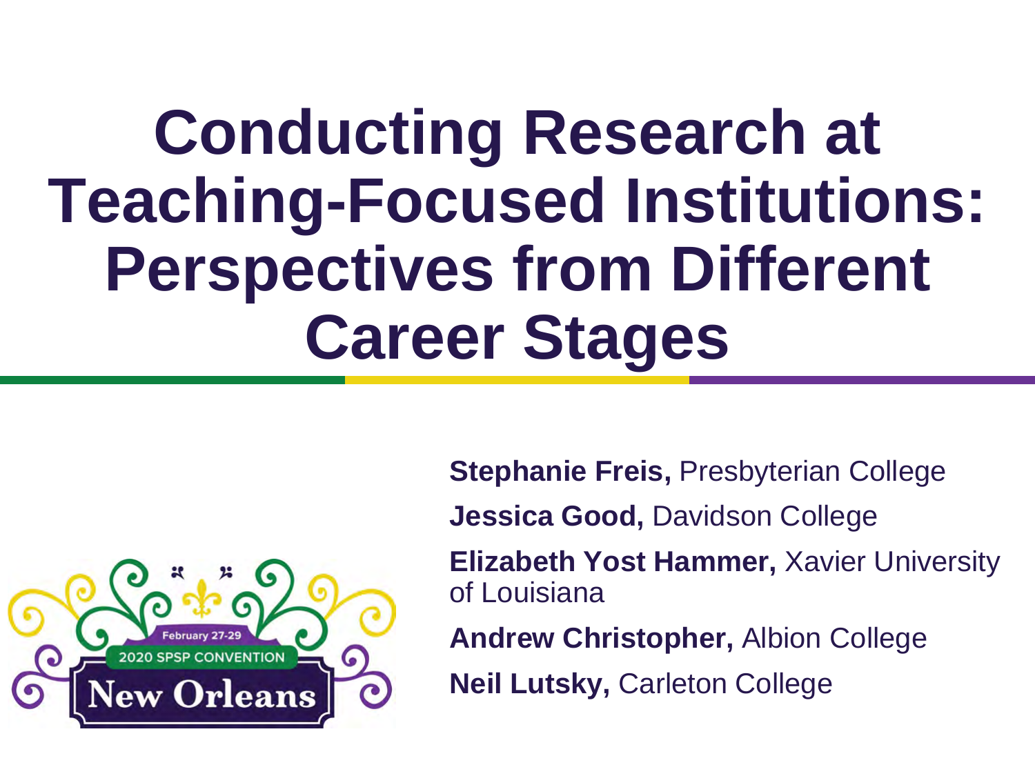# Conducting Research at Teaching-Focused Institutions: Perspectives from Different Career Stages

**Stephanie Freis,** Presbyterian College

**Jessica Good,** Davidson College

**Elizabeth Yost Hammer,** Xavier University of Louisiana

**Andrew Christopher,** Albion College

**Neil Lutsky,** Carleton College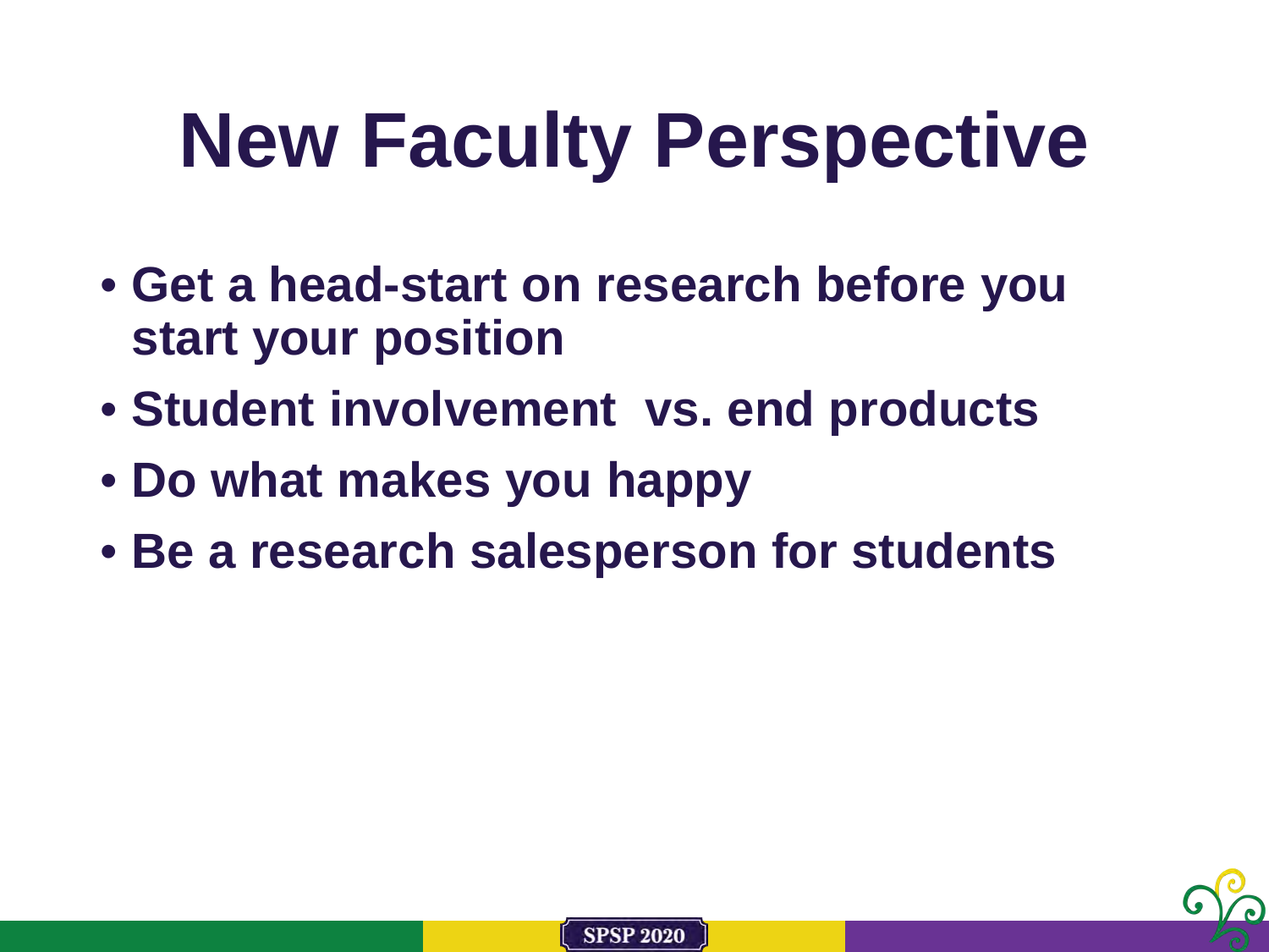# New Faculty Perspective

- **Get a head-start on research before you start your position**
- **Student involvement vs. end products**
- **Do what makes you happy**
- **Be a research salesperson for students**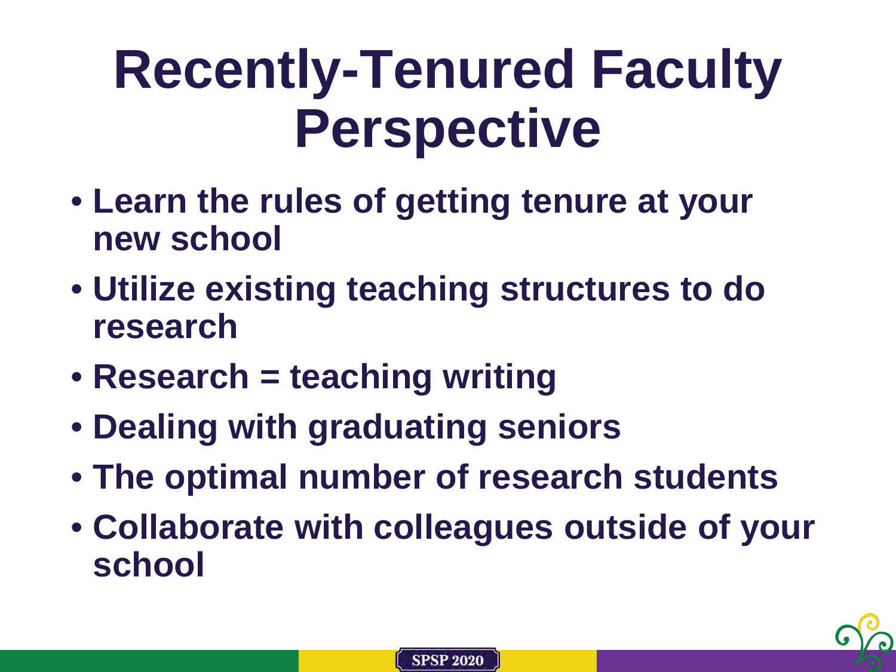# Recently-Tenured Faculty Perspective

- Learn the rules of getting tenure at your new school
- Utilize existing teaching structures to do research
- Research = teaching writing
- Dealing with graduating seniors
- The optimal number of research students
- Collaborate with colleagues outside of your school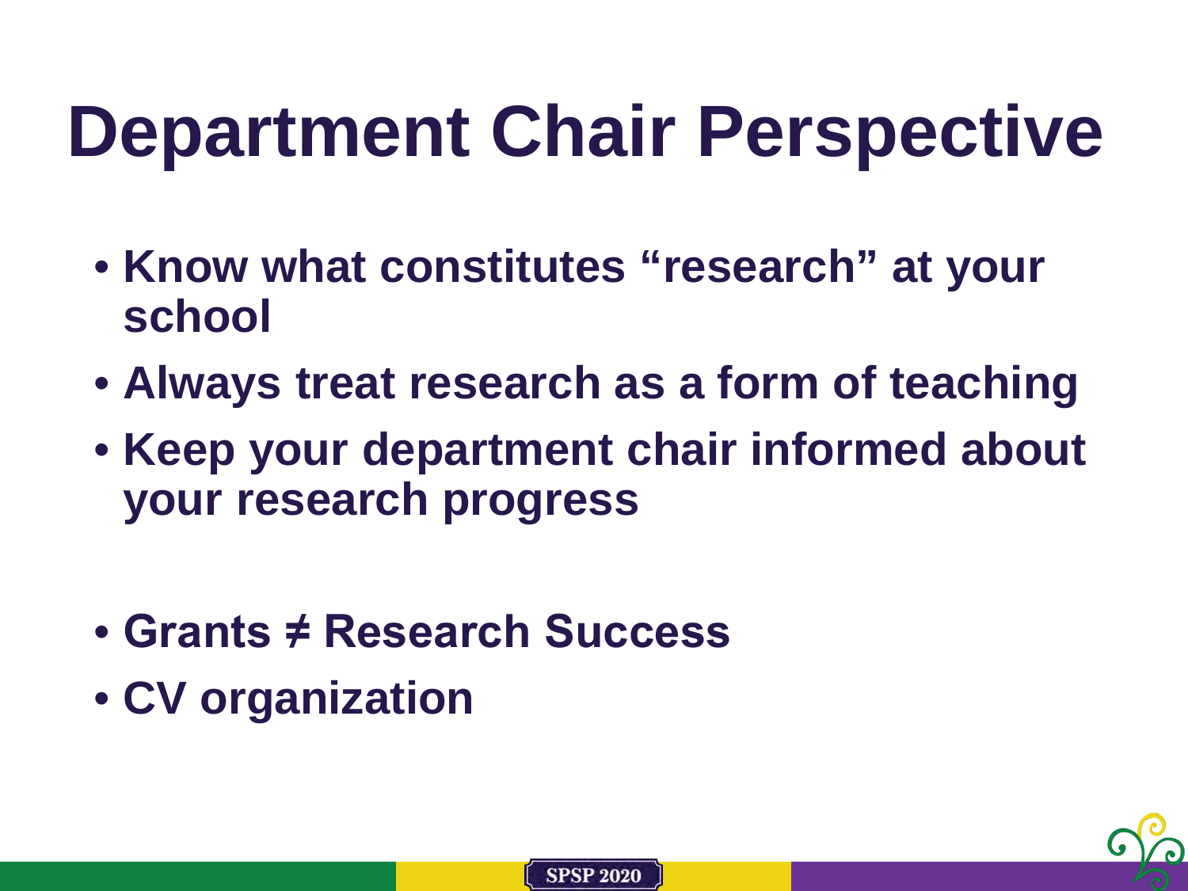# Department Chair Perspective

- Know what constitutes "research" at your school
- Always treat research as a form of teaching
- Keep your department chair informed about your research progress

- Grants ≠ Research Success
- CV organization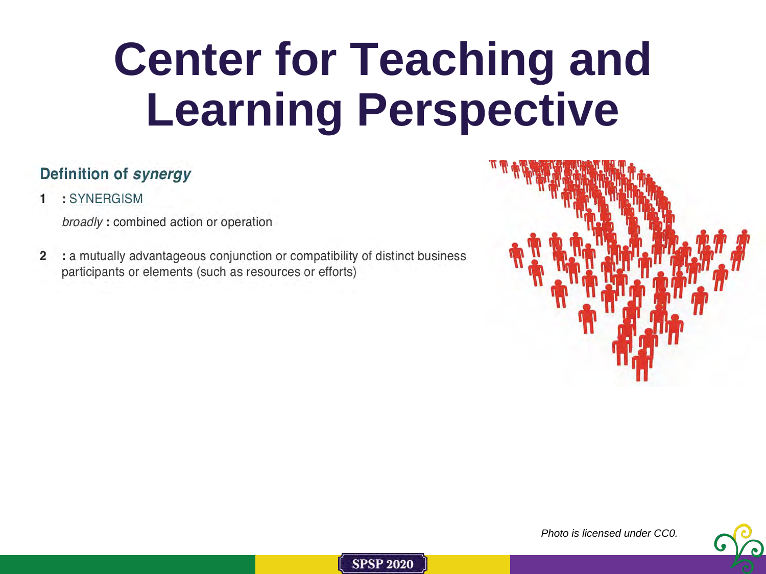# Center for Teaching and Learning Perspective

### Definition of *synergy*

**1** : SYNERGISM

*broadly* : combined action or operation

**2** : a mutually advantageous conjunction or compatibility of distinct business participants or elements (such as resources or efforts)

*Photo is licensed under CC0.*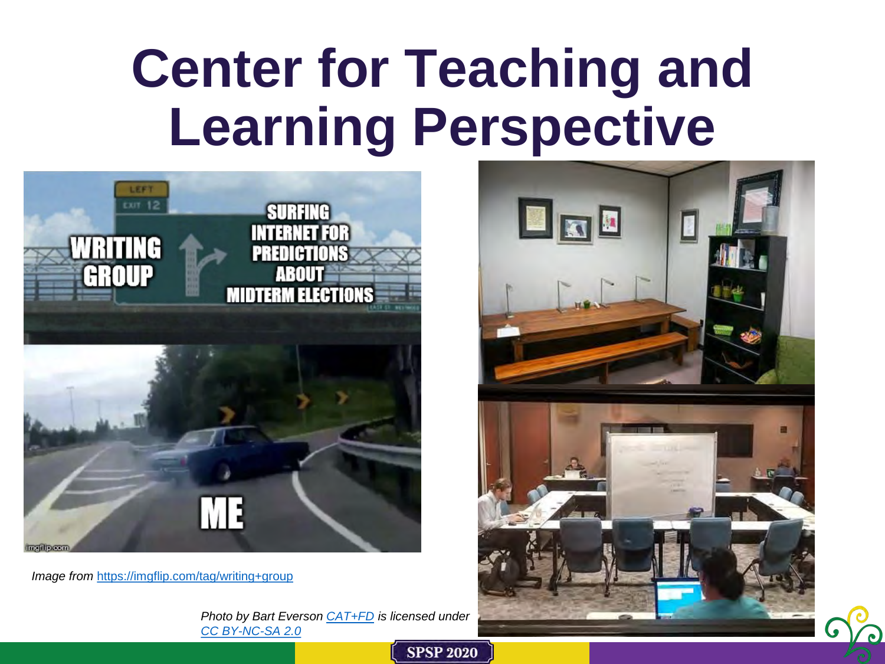# Center for Teaching and Learning Perspective

*Image from [https://imgflip.com/tag/writing+group](https://imgflip.com/tag/writing+group)*

*Photo by Bart Everson [CAT+FD](#) is licensed under [CC BY-NC-SA 2.0](#)*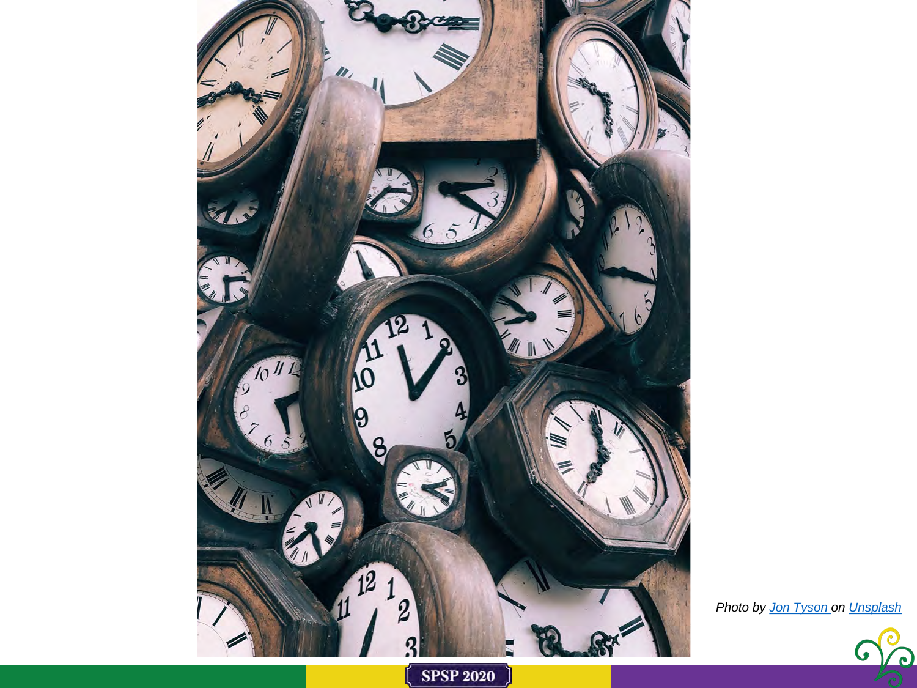*Photo by [Jon Tyson](#) on [Unsplash](#)*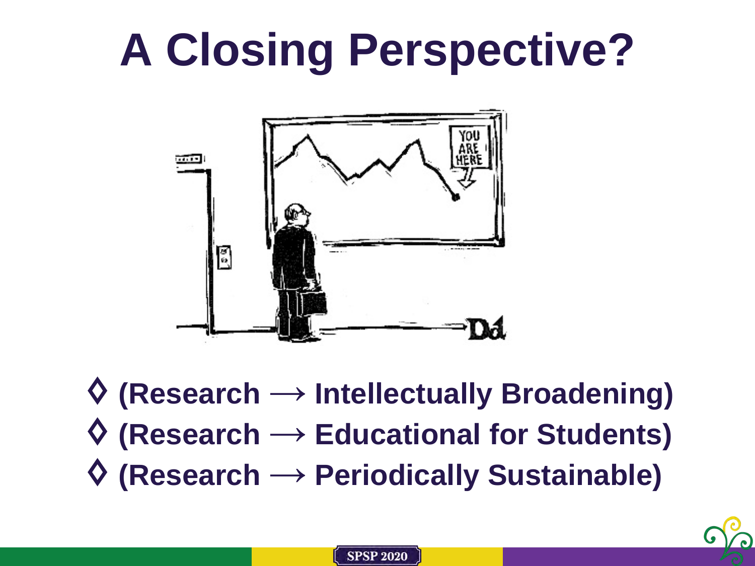# A Closing Perspective?

- ◊ (Research ⟶ Intellectually Broadening)
- ◊ (Research ⟶ Educational for Students)
- ◊ (Research ⟶ Periodically Sustainable)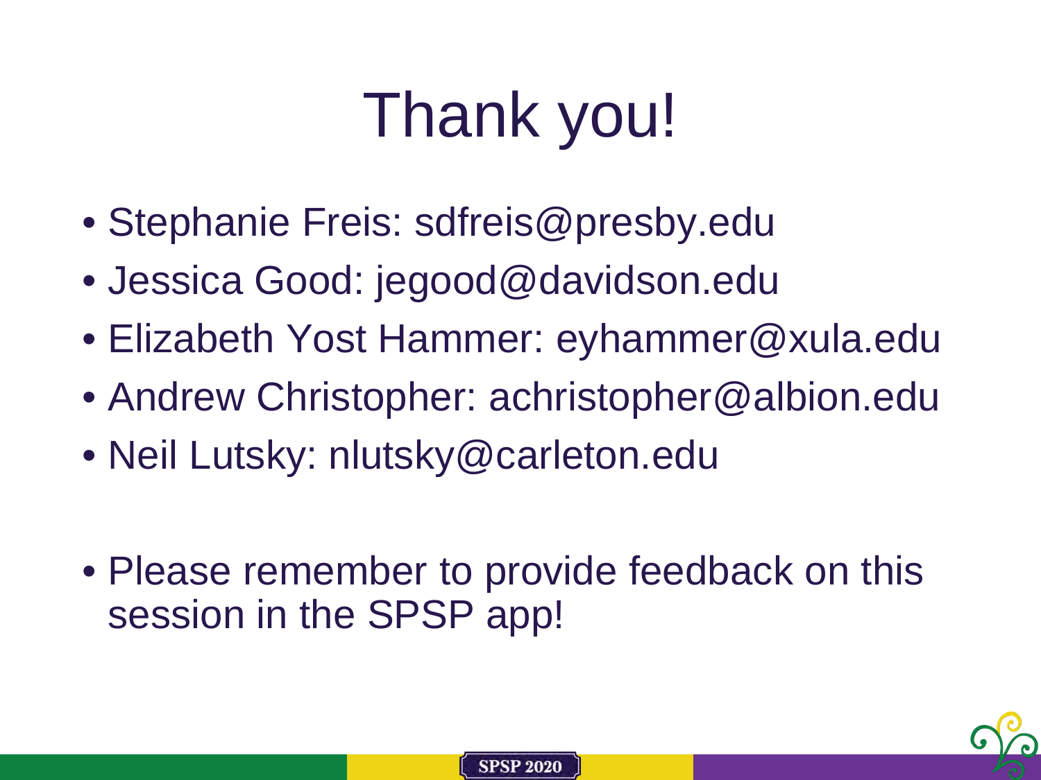# Thank you!

- Stephanie Freis: sdfreis@presby.edu
- Jessica Good: jegood@davidson.edu
- Elizabeth Yost Hammer: eyhammer@xula.edu
- Andrew Christopher: achristopher@albion.edu
- Neil Lutsky: nlutsky@carleton.edu

- Please remember to provide feedback on this session in the SPSP app!